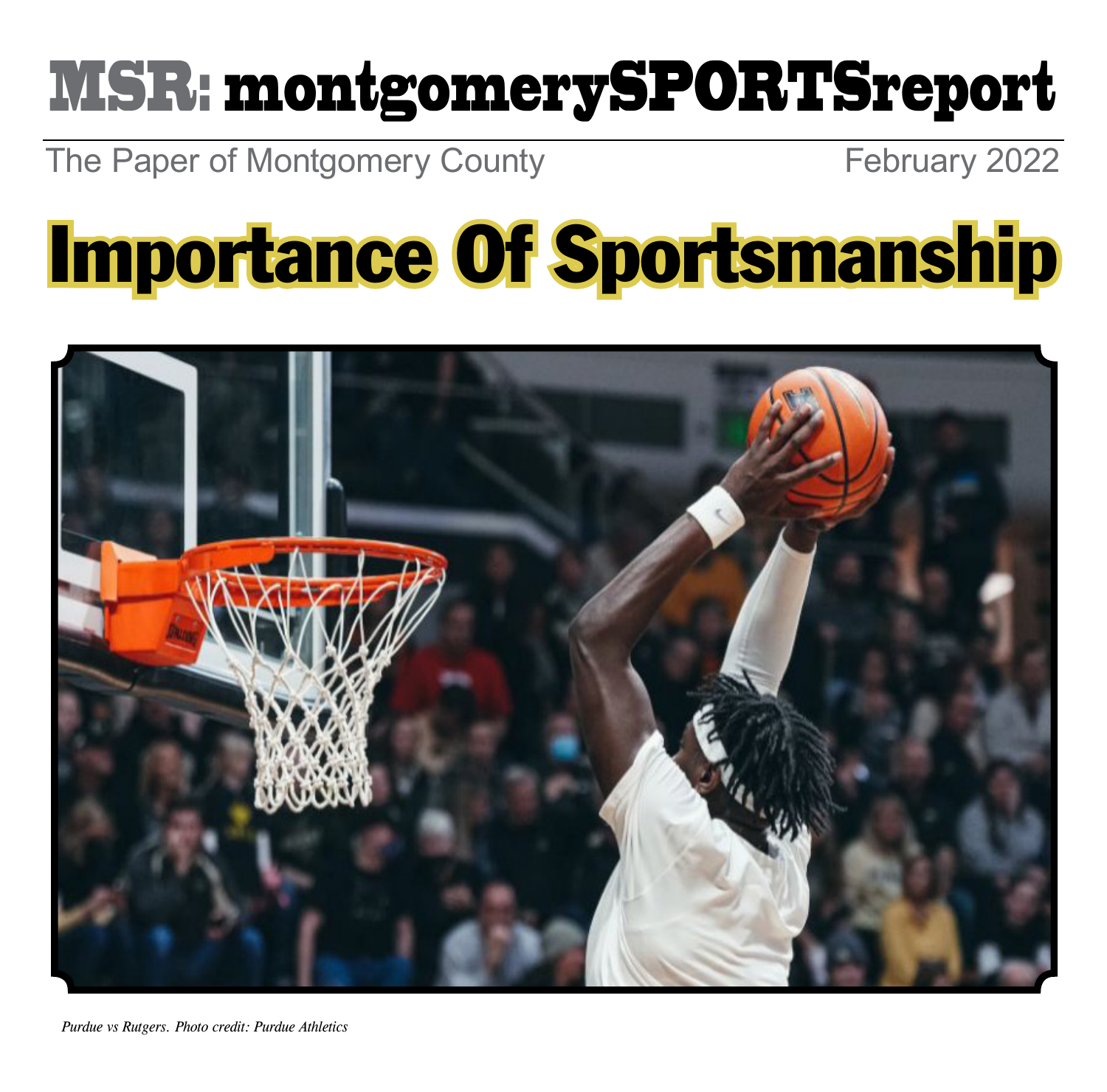# MSR: montgomerySPORTSreport

The Paper of Montgomery County February 2022

# Importance Of Sportsmanship

*Purdue vs Rutgers. Photo credit: Purdue Athletics*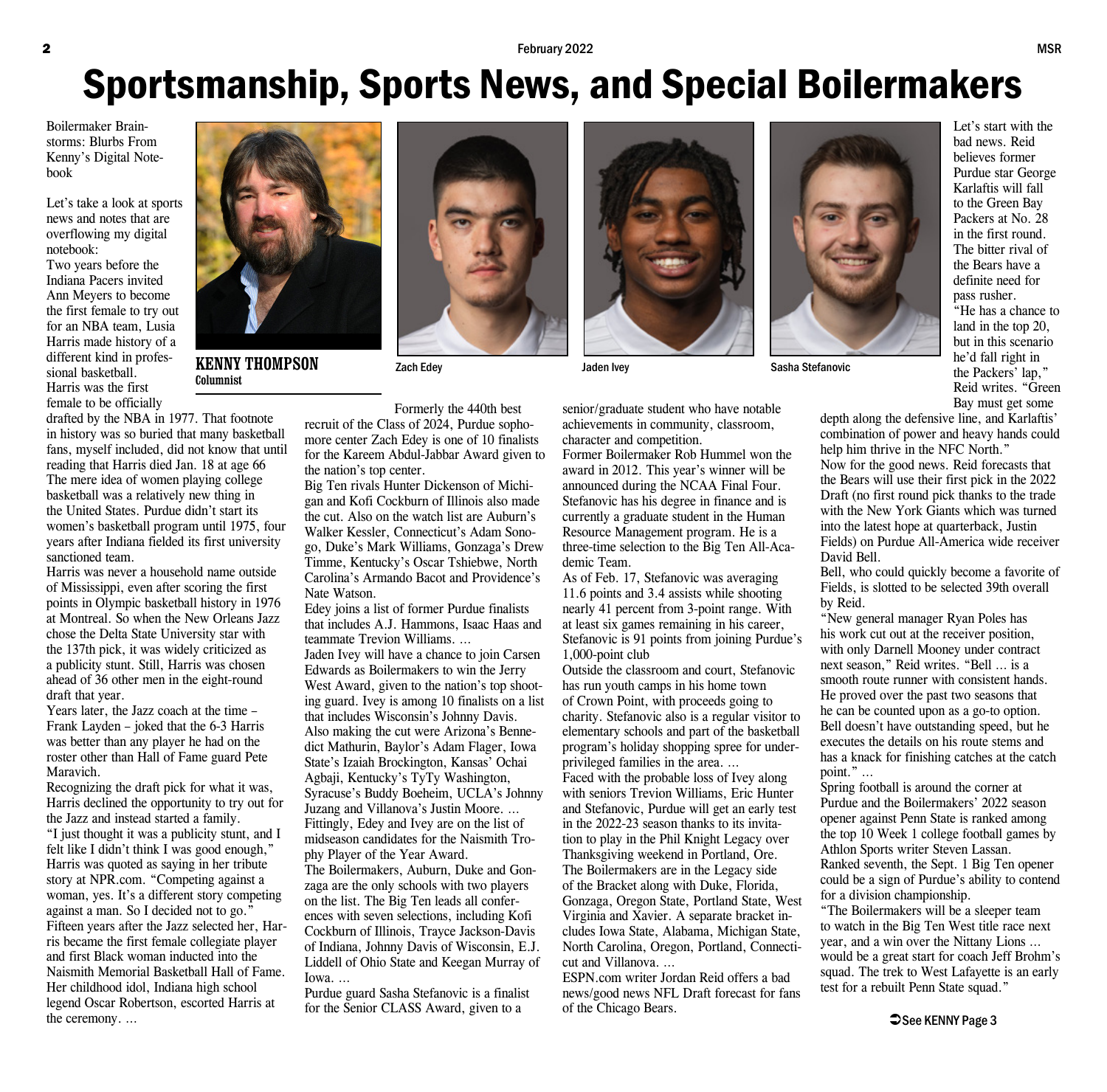# Sportsmanship, Sports News, and Special Boilermakers

Boilermaker Brainstorms: Blurbs From Kenny's Digital Notebook

**KENNY THOMPSON**
**Columnist**

Let's take a look at sports news and notes that are overflowing my digital notebook:

Two years before the Indiana Pacers invited Ann Meyers to become the first female to try out for an NBA team, Lusia Harris made history of a different kind in professional basketball.

Harris was the first female to be officially drafted by the NBA in 1977. That footnote in history was so buried that many basketball fans, myself included, did not know that until reading that Harris died Jan. 18 at age 66

The mere idea of women playing college basketball was a relatively new thing in the United States. Purdue didn't start its women's basketball program until 1975, four years after Indiana fielded its first university sanctioned team.

Harris was never a household name outside of Mississippi, even after scoring the first points in Olympic basketball history in 1976 at Montreal. So when the New Orleans Jazz chose the Delta State University star with the 137th pick, it was widely criticized as a publicity stunt. Still, Harris was chosen ahead of 36 other men in the eight-round draft that year.

Years later, the Jazz coach at the time – Frank Layden – joked that the 6-3 Harris was better than any player he had on the roster other than Hall of Fame guard Pete Maravich.

Recognizing the draft pick for what it was, Harris declined the opportunity to try out for the Jazz and instead started a family.

"I just thought it was a publicity stunt, and I felt like I didn't think I was good enough," Harris was quoted as saying in her tribute story at NPR.com. "Competing against a woman, yes. It's a different story competing against a man. So I decided not to go."

Fifteen years after the Jazz selected her, Harris became the first female collegiate player and first Black woman inducted into the Naismith Memorial Basketball Hall of Fame. Her childhood idol, Indiana high school legend Oscar Robertson, escorted Harris at the ceremony. …

Zach Edey

Jaden Ivey

Sasha Stefanovic

Formerly the 440th best recruit of the Class of 2024, Purdue sophomore center Zach Edey is one of 10 finalists for the Kareem Abdul-Jabbar Award given to the nation's top center.

Big Ten rivals Hunter Dickenson of Michigan and Kofi Cockburn of Illinois also made the cut. Also on the watch list are Auburn's Walker Kessler, Connecticut's Adam Sonogo, Duke's Mark Williams, Gonzaga's Drew Timme, Kentucky's Oscar Tshiebwe, North Carolina's Armando Bacot and Providence's Nate Watson.

Edey joins a list of former Purdue finalists that includes A.J. Hammons, Isaac Haas and teammate Trevion Williams. …

Jaden Ivey will have a chance to join Carsen Edwards as Boilermakers to win the Jerry West Award, given to the nation's top shooting guard. Ivey is among 10 finalists on a list that includes Wisconsin's Johnny Davis. Also making the cut were Arizona's Bennedict Mathurin, Baylor's Adam Flager, Iowa State's Izaiah Brockington, Kansas' Ochai Agbaji, Kentucky's TyTy Washington, Syracuse's Buddy Boeheim, UCLA's Johnny Juzang and Villanova's Justin Moore. …

Fittingly, Edey and Ivey are on the list of midseason candidates for the Naismith Trophy Player of the Year Award.

The Boilermakers, Auburn, Duke and Gonzaga are the only schools with two players on the list. The Big Ten leads all conferences with seven selections, including Kofi Cockburn of Illinois, Trayce Jackson-Davis of Indiana, Johnny Davis of Wisconsin, E.J. Liddell of Ohio State and Keegan Murray of Iowa. …

Purdue guard Sasha Stefanovic is a finalist for the Senior CLASS Award, given to a senior/graduate student who have notable achievements in community, classroom, character and competition.

Former Boilermaker Rob Hummel won the award in 2012. This year's winner will be announced during the NCAA Final Four. Stefanovic has his degree in finance and is currently a graduate student in the Human Resource Management program. He is a three-time selection to the Big Ten All-Academic Team.

As of Feb. 17, Stefanovic was averaging 11.6 points and 3.4 assists while shooting nearly 41 percent from 3-point range. With at least six games remaining in his career, Stefanovic is 91 points from joining Purdue's 1,000-point club

Outside the classroom and court, Stefanovic has run youth camps in his home town of Crown Point, with proceeds going to charity. Stefanovic also is a regular visitor to elementary schools and part of the basketball program's holiday shopping spree for underprivileged families in the area. …

Faced with the probable loss of Ivey along with seniors Trevion Williams, Eric Hunter and Stefanovic, Purdue will get an early test in the 2022-23 season thanks to its invitation to play in the Phil Knight Legacy over Thanksgiving weekend in Portland, Ore.

The Boilermakers are in the Legacy side of the Bracket along with Duke, Florida, Gonzaga, Oregon State, Portland State, West Virginia and Xavier. A separate bracket includes Iowa State, Alabama, Michigan State, North Carolina, Oregon, Portland, Connecticut and Villanova. …

ESPN.com writer Jordan Reid offers a bad news/good news NFL Draft forecast for fans of the Chicago Bears.

Let's start with the bad news. Reid believes former Purdue star George Karlaftis will fall to the Green Bay Packers at No. 28 in the first round. The bitter rival of the Bears have a definite need for pass rusher.

"He has a chance to land in the top 20, but in this scenario he'd fall right in the Packers' lap," Reid writes. "Green Bay must get some depth along the defensive line, and Karlaftis' combination of power and heavy hands could help him thrive in the NFC North."

Now for the good news. Reid forecasts that the Bears will use their first pick in the 2022 Draft (no first round pick thanks to the trade with the New York Giants which was turned into the latest hope at quarterback, Justin Fields) on Purdue All-America wide receiver David Bell.

Bell, who could quickly become a favorite of Fields, is slotted to be selected 39th overall by Reid.

"New general manager Ryan Poles has his work cut out at the receiver position, with only Darnell Mooney under contract next season," Reid writes. "Bell … is a smooth route runner with consistent hands. He proved over the past two seasons that he can be counted upon as a go-to option. Bell doesn't have outstanding speed, but he executes the details on his route stems and has a knack for finishing catches at the catch point." …

Spring football is around the corner at Purdue and the Boilermakers' 2022 season opener against Penn State is ranked among the top 10 Week 1 college football games by Athlon Sports writer Steven Lassan.

Ranked seventh, the Sept. 1 Big Ten opener could be a sign of Purdue's ability to contend for a division championship.

"The Boilermakers will be a sleeper team to watch in the Big Ten West title race next year, and a win over the Nittany Lions … would be a great start for coach Jeff Brohm's squad. The trek to West Lafayette is an early test for a rebuilt Penn State squad."

➲See KENNY Page 3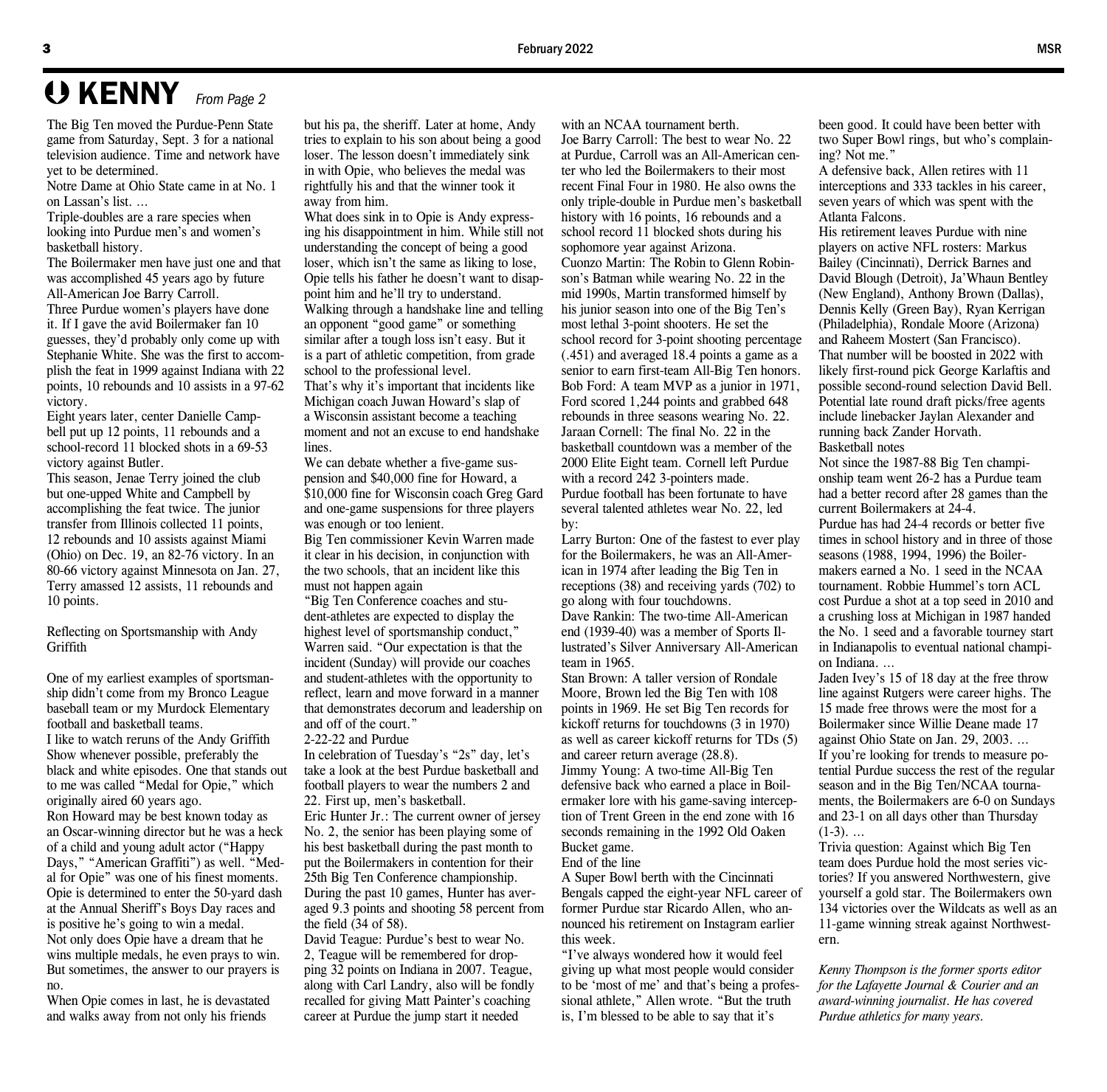# KENNY *From Page 2*

The Big Ten moved the Purdue-Penn State game from Saturday, Sept. 3 for a national television audience. Time and network have yet to be determined.

Notre Dame at Ohio State came in at No. 1 on Lassan's list. …

Triple-doubles are a rare species when looking into Purdue men's and women's basketball history.

The Boilermaker men have just one and that was accomplished 45 years ago by future All-American Joe Barry Carroll.

Three Purdue women's players have done it. If I gave the avid Boilermaker fan 10 guesses, they'd probably only come up with Stephanie White. She was the first to accomplish the feat in 1999 against Indiana with 22 points, 10 rebounds and 10 assists in a 97-62 victory.

Eight years later, center Danielle Campbell put up 12 points, 11 rebounds and a school-record 11 blocked shots in a 69-53 victory against Butler.

This season, Jenae Terry joined the club but one-upped White and Campbell by accomplishing the feat twice. The junior transfer from Illinois collected 11 points, 12 rebounds and 10 assists against Miami (Ohio) on Dec. 19, an 82-76 victory. In an 80-66 victory against Minnesota on Jan. 27, Terry amassed 12 assists, 11 rebounds and 10 points.

## Reflecting on Sportsmanship with Andy Griffith

One of my earliest examples of sportsmanship didn't come from my Bronco League baseball team or my Murdock Elementary football and basketball teams.

I like to watch reruns of the Andy Griffith Show whenever possible, preferably the black and white episodes. One that stands out to me was called "Medal for Opie," which originally aired 60 years ago.

Ron Howard may be best known today as an Oscar-winning director but he was a heck of a child and young adult actor ("Happy Days," "American Graffiti") as well. "Medal for Opie" was one of his finest moments. Opie is determined to enter the 50-yard dash at the Annual Sheriff's Boys Day races and is positive he's going to win a medal.

Not only does Opie have a dream that he wins multiple medals, he even prays to win. But sometimes, the answer to our prayers is no.

When Opie comes in last, he is devastated and walks away from not only his friends but his pa, the sheriff. Later at home, Andy tries to explain to his son about being a good loser. The lesson doesn't immediately sink in with Opie, who believes the medal was rightfully his and that the winner took it away from him.

What does sink in to Opie is Andy expressing his disappointment in him. While still not understanding the concept of being a good loser, which isn't the same as liking to lose, Opie tells his father he doesn't want to disappoint him and he'll try to understand.

Walking through a handshake line and telling an opponent "good game" or something similar after a tough loss isn't easy. But it is a part of athletic competition, from grade school to the professional level.

That's why it's important that incidents like Michigan coach Juwan Howard's slap of a Wisconsin assistant become a teaching moment and not an excuse to end handshake lines.

We can debate whether a five-game suspension and $40,000 fine for Howard, a $10,000 fine for Wisconsin coach Greg Gard and one-game suspensions for three players was enough or too lenient.

Big Ten commissioner Kevin Warren made it clear in his decision, in conjunction with the two schools, that an incident like this must not happen again

"Big Ten Conference coaches and student-athletes are expected to display the highest level of sportsmanship conduct," Warren said. "Our expectation is that the incident (Sunday) will provide our coaches and student-athletes with the opportunity to reflect, learn and move forward in a manner that demonstrates decorum and leadership on and off of the court."

## 2-22-22 and Purdue

In celebration of Tuesday's "2s" day, let's take a look at the best Purdue basketball and football players to wear the numbers 2 and 22. First up, men's basketball.

Eric Hunter Jr.: The current owner of jersey No. 2, the senior has been playing some of his best basketball during the past month to put the Boilermakers in contention for their 25th Big Ten Conference championship. During the past 10 games, Hunter has averaged 9.3 points and shooting 58 percent from the field (34 of 58).

David Teague: Purdue's best to wear No. 2, Teague will be remembered for dropping 32 points on Indiana in 2007. Teague, along with Carl Landry, also will be fondly recalled for giving Matt Painter's coaching career at Purdue the jump start it needed with an NCAA tournament berth.

Joe Barry Carroll: The best to wear No. 22 at Purdue, Carroll was an All-American center who led the Boilermakers to their most recent Final Four in 1980. He also owns the only triple-double in Purdue men's basketball history with 16 points, 16 rebounds and a school record 11 blocked shots during his sophomore year against Arizona.

Cuonzo Martin: The Robin to Glenn Robinson's Batman while wearing No. 22 in the mid 1990s, Martin transformed himself by his junior season into one of the Big Ten's most lethal 3-point shooters. He set the school record for 3-point shooting percentage (.451) and averaged 18.4 points a game as a senior to earn first-team All-Big Ten honors.

Bob Ford: A team MVP as a junior in 1971, Ford scored 1,244 points and grabbed 648 rebounds in three seasons wearing No. 22.

Jaraan Cornell: The final No. 22 in the basketball countdown was a member of the 2000 Elite Eight team. Cornell left Purdue with a record 242 3-pointers made.

Purdue football has been fortunate to have several talented athletes wear No. 22, led by:

Larry Burton: One of the fastest to ever play for the Boilermakers, he was an All-American in 1974 after leading the Big Ten in receptions (38) and receiving yards (702) to go along with four touchdowns.

Dave Rankin: The two-time All-American end (1939-40) was a member of Sports Illustrated's Silver Anniversary All-American team in 1965.

Stan Brown: A taller version of Rondale Moore, Brown led the Big Ten with 108 points in 1969. He set Big Ten records for kickoff returns for touchdowns (3 in 1970) as well as career kickoff returns for TDs (5) and career return average (28.8).

Jimmy Young: A two-time All-Big Ten defensive back who earned a place in Boilermaker lore with his game-saving interception of Trent Green in the end zone with 16 seconds remaining in the 1992 Old Oaken Bucket game.

## End of the line

A Super Bowl berth with the Cincinnati Bengals capped the eight-year NFL career of former Purdue star Ricardo Allen, who announced his retirement on Instagram earlier this week.

"I've always wondered how it would feel giving up what most people would consider to be 'most of me' and that's being a professional athlete," Allen wrote. "But the truth is, I'm blessed to be able to say that it's been good. It could have been better with two Super Bowl rings, but who's complaining? Not me."

A defensive back, Allen retires with 11 interceptions and 333 tackles in his career, seven years of which was spent with the Atlanta Falcons.

His retirement leaves Purdue with nine players on active NFL rosters: Markus Bailey (Cincinnati), Derrick Barnes and David Blough (Detroit), Ja'Whaun Bentley (New England), Anthony Brown (Dallas), Dennis Kelly (Green Bay), Ryan Kerrigan (Philadelphia), Rondale Moore (Arizona) and Raheem Mostert (San Francisco).

That number will be boosted in 2022 with likely first-round pick George Karlaftis and possible second-round selection David Bell. Potential late round draft picks/free agents include linebacker Jaylan Alexander and running back Zander Horvath.

## Basketball notes

Not since the 1987-88 Big Ten championship team went 26-2 has a Purdue team had a better record after 28 games than the current Boilermakers at 24-4.

Purdue has had 24-4 records or better five times in school history and in three of those seasons (1988, 1994, 1996) the Boilermakers earned a No. 1 seed in the NCAA tournament. Robbie Hummel's torn ACL cost Purdue a shot at a top seed in 2010 and a crushing loss at Michigan in 1987 handed the No. 1 seed and a favorable tourney start in Indianapolis to eventual national champion Indiana. …

Jaden Ivey's 15 of 18 day at the free throw line against Rutgers were career highs. The 15 made free throws were the most for a Boilermaker since Willie Deane made 17 against Ohio State on Jan. 29, 2003. …

If you're looking for trends to measure potential Purdue success the rest of the regular season and in the Big Ten/NCAA tournaments, the Boilermakers are 6-0 on Sundays and 23-1 on all days other than Thursday (1-3). …

Trivia question: Against which Big Ten team does Purdue hold the most series victories? If you answered Northwestern, give yourself a gold star. The Boilermakers own 134 victories over the Wildcats as well as an 11-game winning streak against Northwestern.

*Kenny Thompson is the former sports editor for the Lafayette Journal & Courier and an award-winning journalist. He has covered Purdue athletics for many years.*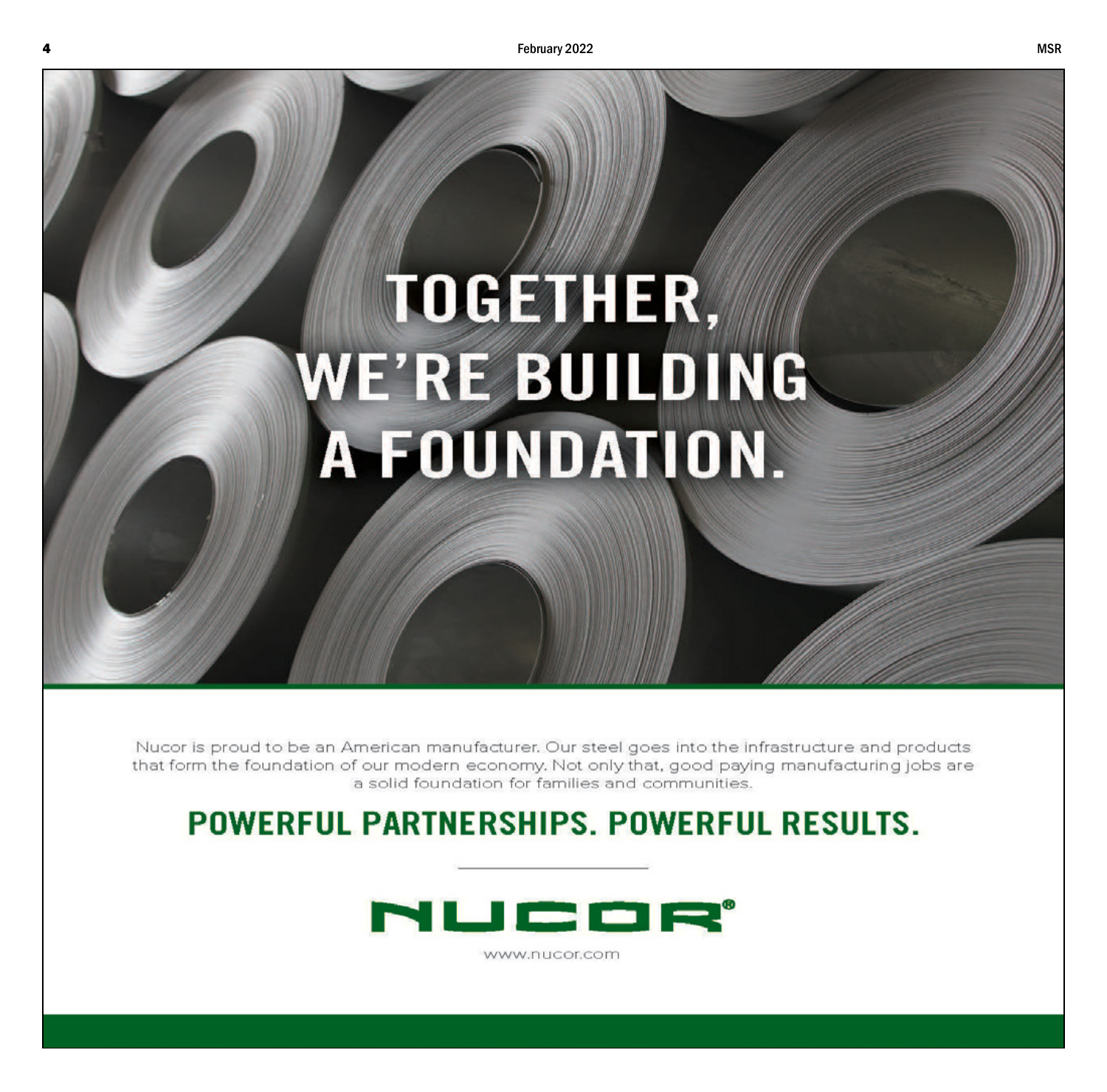# TOGETHER, WE'RE BUILDING A FOUNDATION.

Nucor is proud to be an American manufacturer. Our steel goes into the infrastructure and products that form the foundation of our modern economy. Not only that, good paying manufacturing jobs are a solid foundation for families and communities.

## POWERFUL PARTNERSHIPS. POWERFUL RESULTS.

NUCOR®

www.nucor.com